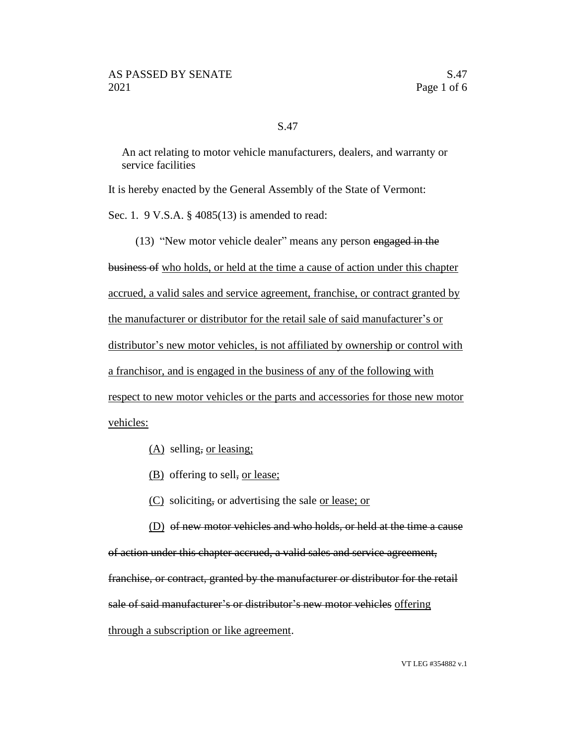S.47

An act relating to motor vehicle manufacturers, dealers, and warranty or service facilities

It is hereby enacted by the General Assembly of the State of Vermont:

Sec. 1. 9 V.S.A. § 4085(13) is amended to read:

(13) "New motor vehicle dealer" means any person ~~engaged in the business of~~ <u>who holds, or held at the time a cause of action under this chapter accrued, a valid sales and service agreement, franchise, or contract granted by the manufacturer or distributor for the retail sale of said manufacturer's or distributor's new motor vehicles, is not affiliated by ownership or control with a franchisor, and is engaged in the business of any of the following with respect to new motor vehicles or the parts and accessories for those new motor vehicles:</u>

<u>(A)</u> selling~~,~~ <u>or leasing;</u>

<u>(B)</u> offering to sell~~,~~ <u>or lease;</u>

<u>(C)</u> soliciting~~,~~ or advertising the sale <u>or lease; or</u>

<u>(D)</u> ~~of new motor vehicles and who holds, or held at the time a cause of action under this chapter accrued, a valid sales and service agreement, franchise, or contract, granted by the manufacturer or distributor for the retail sale of said manufacturer's or distributor's new motor vehicles~~ <u>offering through a subscription or like agreement</u>.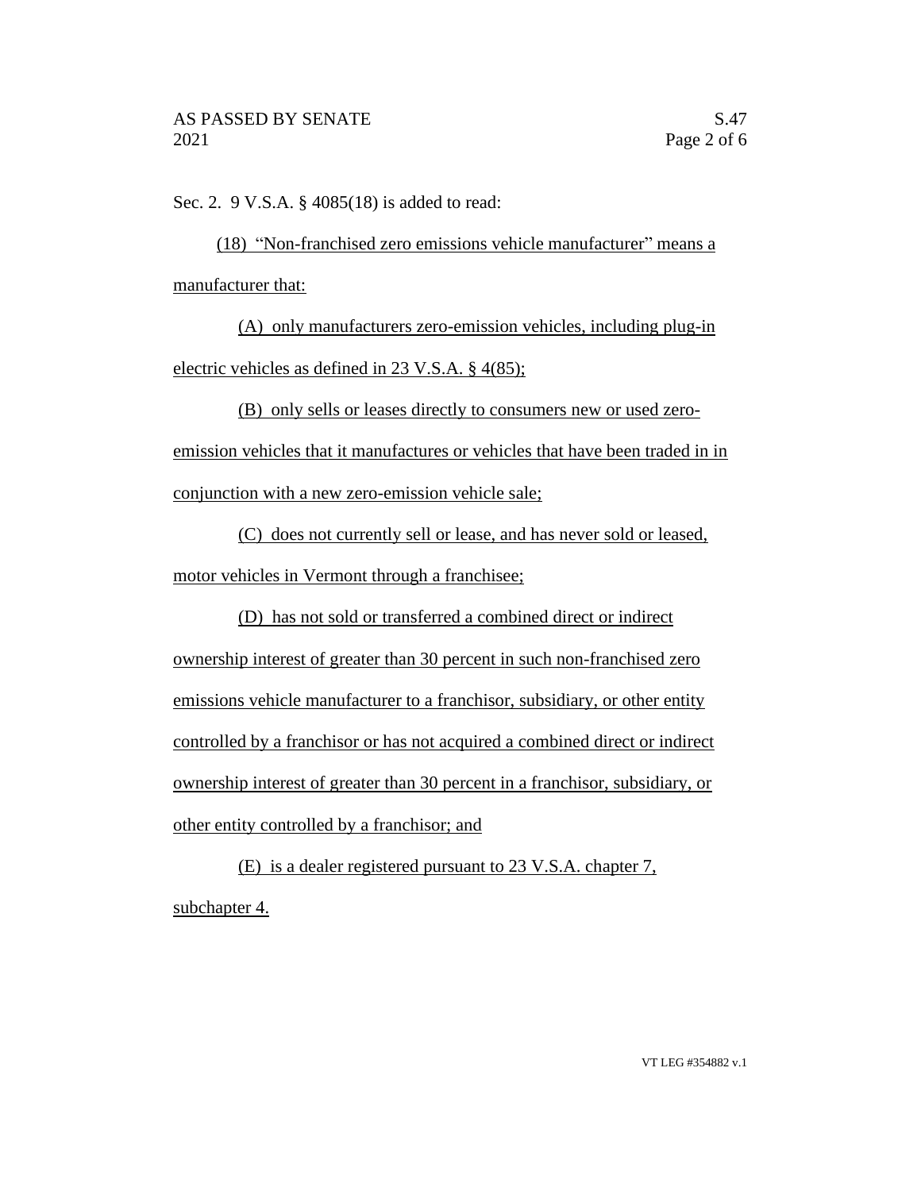Sec. 2. 9 V.S.A. § 4085(18) is added to read:

(18) "Non-franchised zero emissions vehicle manufacturer" means a manufacturer that:

(A) only manufacturers zero-emission vehicles, including plug-in electric vehicles as defined in 23 V.S.A. § 4(85);

(B) only sells or leases directly to consumers new or used zero-emission vehicles that it manufactures or vehicles that have been traded in in conjunction with a new zero-emission vehicle sale;

(C) does not currently sell or lease, and has never sold or leased, motor vehicles in Vermont through a franchisee;

(D) has not sold or transferred a combined direct or indirect ownership interest of greater than 30 percent in such non-franchised zero emissions vehicle manufacturer to a franchisor, subsidiary, or other entity controlled by a franchisor or has not acquired a combined direct or indirect ownership interest of greater than 30 percent in a franchisor, subsidiary, or other entity controlled by a franchisor; and

(E) is a dealer registered pursuant to 23 V.S.A. chapter 7, subchapter 4.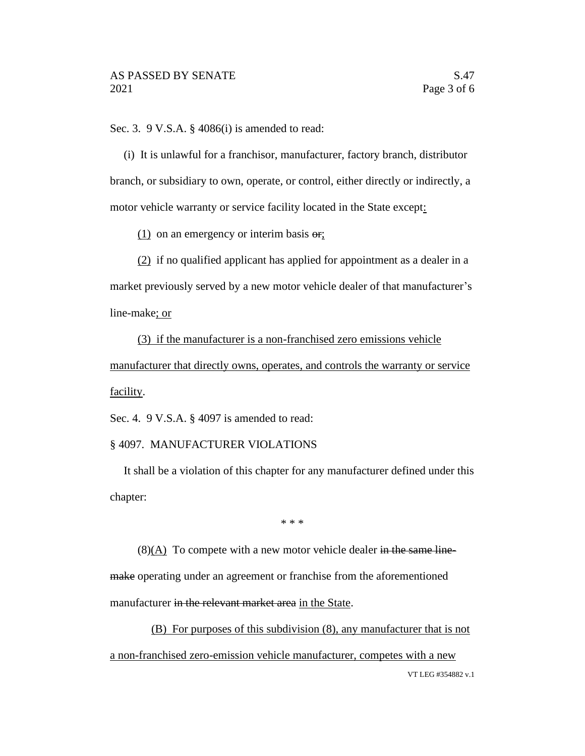Sec. 3. 9 V.S.A. § 4086(i) is amended to read:

(i) It is unlawful for a franchisor, manufacturer, factory branch, distributor branch, or subsidiary to own, operate, or control, either directly or indirectly, a motor vehicle warranty or service facility located in the State except<u>:</u>

<u>(1)</u> on an emergency or interim basis ~~or~~<u>;</u>

<u>(2)</u> if no qualified applicant has applied for appointment as a dealer in a market previously served by a new motor vehicle dealer of that manufacturer's line-make<u>; or</u>

<u>(3) if the manufacturer is a non-franchised zero emissions vehicle manufacturer that directly owns, operates, and controls the warranty or service facility</u>.

Sec. 4. 9 V.S.A. § 4097 is amended to read:

§ 4097. MANUFACTURER VIOLATIONS

It shall be a violation of this chapter for any manufacturer defined under this chapter:

\* \* \*

(8)<u>(A)</u> To compete with a new motor vehicle dealer ~~in the same line-make~~ operating under an agreement or franchise from the aforementioned manufacturer ~~in the relevant market area~~ <u>in the State</u>.

<u>(B) For purposes of this subdivision (8), any manufacturer that is not a non-franchised zero-emission vehicle manufacturer, competes with a new</u>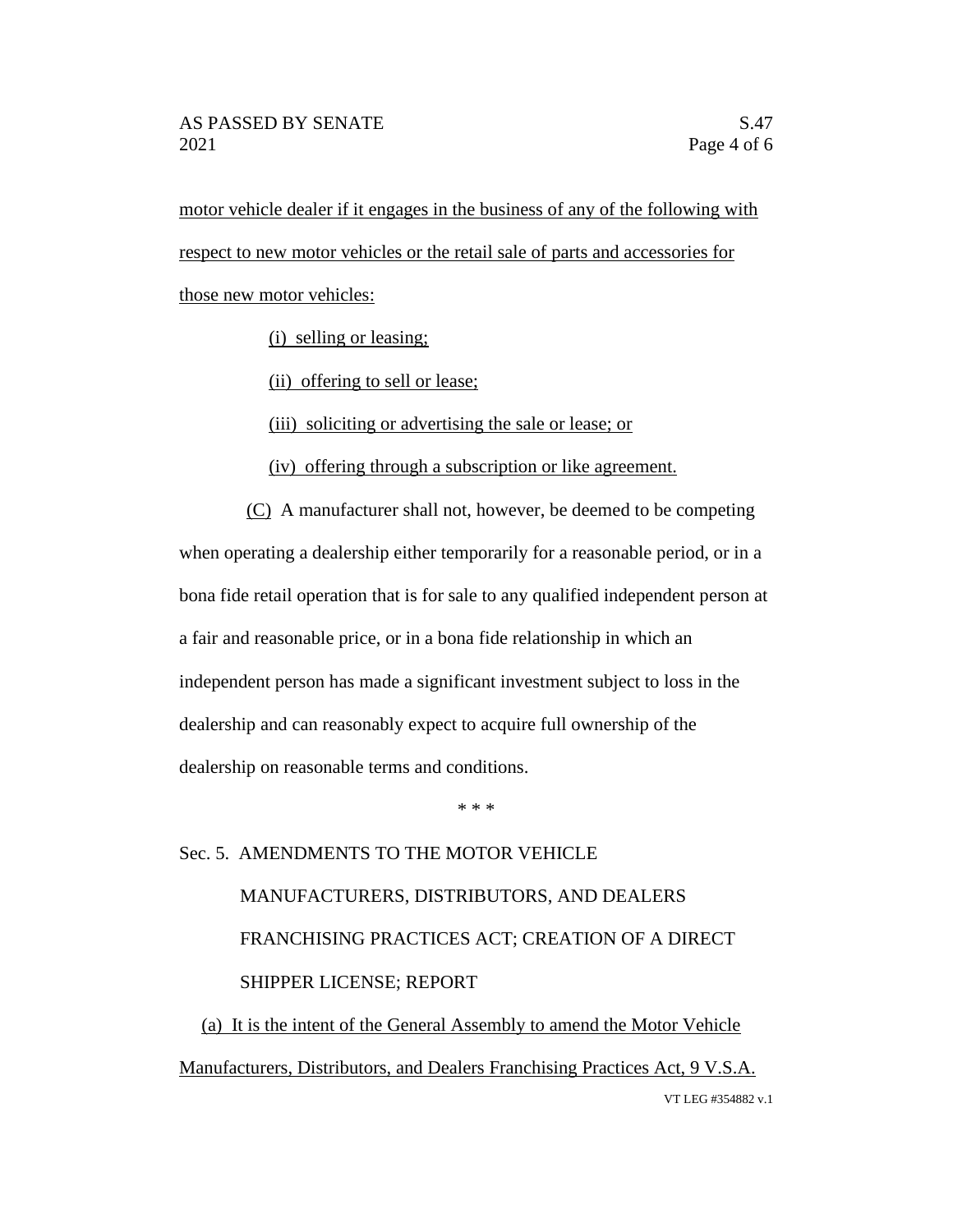motor vehicle dealer if it engages in the business of any of the following with respect to new motor vehicles or the retail sale of parts and accessories for those new motor vehicles:

(i) selling or leasing;

(ii) offering to sell or lease;

(iii) soliciting or advertising the sale or lease; or

(iv) offering through a subscription or like agreement.

(C) A manufacturer shall not, however, be deemed to be competing when operating a dealership either temporarily for a reasonable period, or in a bona fide retail operation that is for sale to any qualified independent person at a fair and reasonable price, or in a bona fide relationship in which an independent person has made a significant investment subject to loss in the dealership and can reasonably expect to acquire full ownership of the dealership on reasonable terms and conditions.

\* \* \*

Sec. 5. AMENDMENTS TO THE MOTOR VEHICLE MANUFACTURERS, DISTRIBUTORS, AND DEALERS FRANCHISING PRACTICES ACT; CREATION OF A DIRECT SHIPPER LICENSE; REPORT

(a) It is the intent of the General Assembly to amend the Motor Vehicle Manufacturers, Distributors, and Dealers Franchising Practices Act, 9 V.S.A.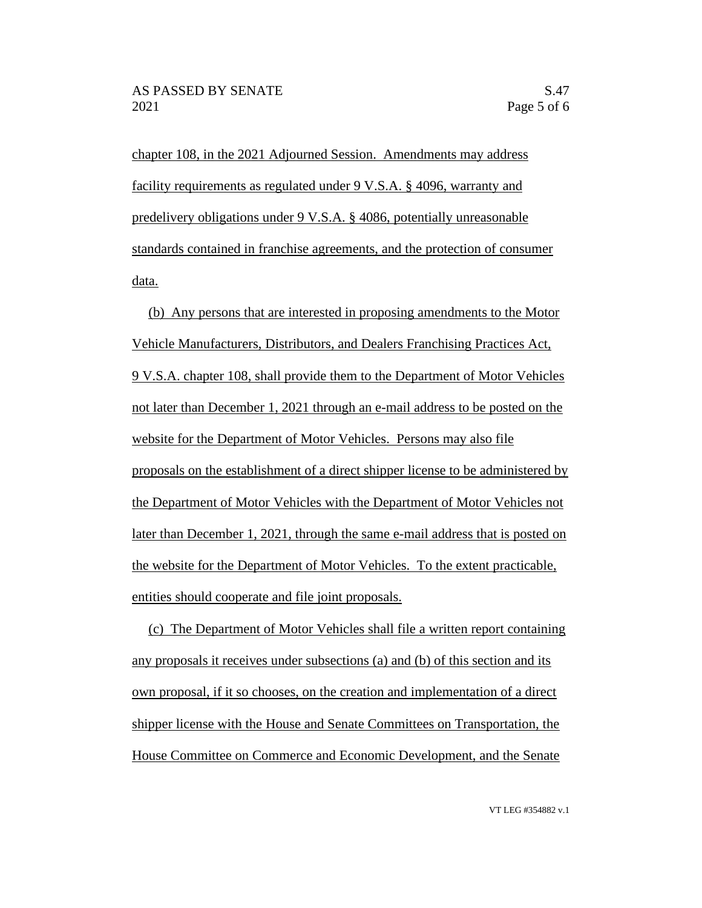chapter 108, in the 2021 Adjourned Session. Amendments may address facility requirements as regulated under 9 V.S.A. § 4096, warranty and predelivery obligations under 9 V.S.A. § 4086, potentially unreasonable standards contained in franchise agreements, and the protection of consumer data.

(b) Any persons that are interested in proposing amendments to the Motor Vehicle Manufacturers, Distributors, and Dealers Franchising Practices Act, 9 V.S.A. chapter 108, shall provide them to the Department of Motor Vehicles not later than December 1, 2021 through an e-mail address to be posted on the website for the Department of Motor Vehicles. Persons may also file proposals on the establishment of a direct shipper license to be administered by the Department of Motor Vehicles with the Department of Motor Vehicles not later than December 1, 2021, through the same e-mail address that is posted on the website for the Department of Motor Vehicles. To the extent practicable, entities should cooperate and file joint proposals.

(c) The Department of Motor Vehicles shall file a written report containing any proposals it receives under subsections (a) and (b) of this section and its own proposal, if it so chooses, on the creation and implementation of a direct shipper license with the House and Senate Committees on Transportation, the House Committee on Commerce and Economic Development, and the Senate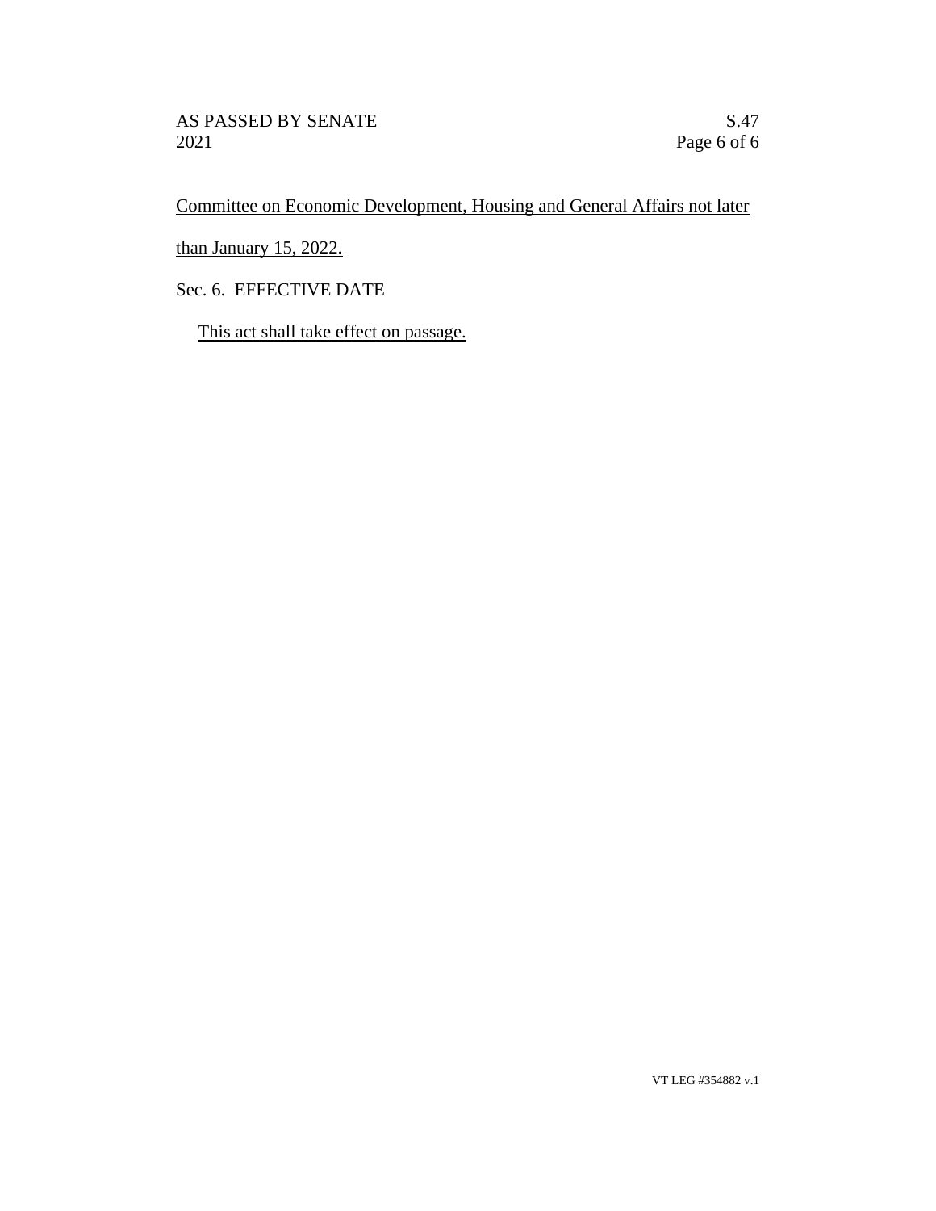Committee on Economic Development, Housing and General Affairs not later than January 15, 2022.

Sec. 6. EFFECTIVE DATE

This act shall take effect on passage.

VT LEG #354882 v.1